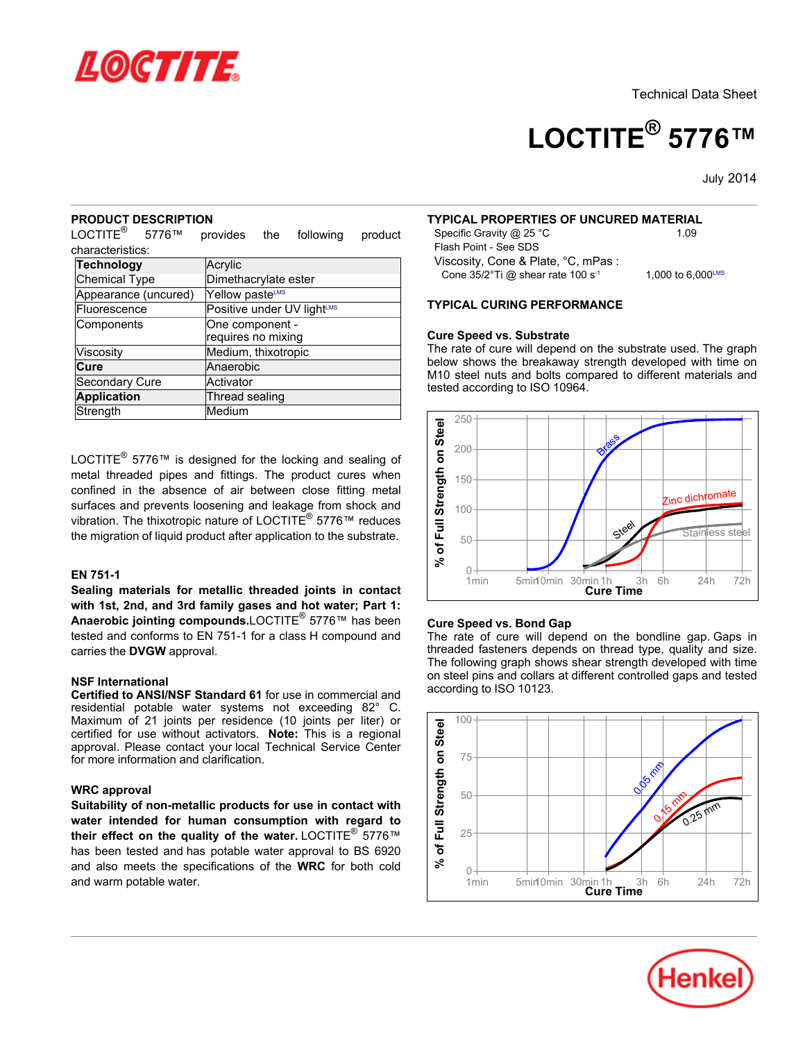Technical Data Sheet

# LOCTITE® 5776™

July 2014

## PRODUCT DESCRIPTION

LOCTITE® 5776™ provides the following product characteristics:

| **Technology** | Acrylic |
|---|---|
| Chemical Type | Dimethacrylate ester |
| Appearance (uncured) | Yellow paste[LMS] |
| Fluorescence | Positive under UV light[LMS] |
| Components | One component - requires no mixing |
| Viscosity | Medium, thixotropic |
| **Cure** | Anaerobic |
| Secondary Cure | Activator |
| **Application** | Thread sealing |
| Strength | Medium |

LOCTITE® 5776™ is designed for the locking and sealing of metal threaded pipes and fittings. The product cures when confined in the absence of air between close fitting metal surfaces and prevents loosening and leakage from shock and vibration. The thixotropic nature of LOCTITE® 5776™ reduces the migration of liquid product after application to the substrate.

### EN 751-1

**Sealing materials for metallic threaded joints in contact with 1st, 2nd, and 3rd family gases and hot water; Part 1: Anaerobic jointing compounds.**LOCTITE® 5776™ has been tested and conforms to EN 751-1 for a class H compound and carries the **DVGW** approval.

### NSF International

**Certified to ANSI/NSF Standard 61** for use in commercial and residential potable water systems not exceeding 82° C. Maximum of 21 joints per residence (10 joints per liter) or certified for use without activators. **Note:** This is a regional approval. Please contact your local Technical Service Center for more information and clarification.

### WRC approval

**Suitability of non-metallic products for use in contact with water intended for human consumption with regard to their effect on the quality of the water.** LOCTITE® 5776™ has been tested and has potable water approval to BS 6920 and also meets the specifications of the **WRC** for both cold and warm potable water.

## TYPICAL PROPERTIES OF UNCURED MATERIAL

| | |
|---|---|
| Specific Gravity @ 25 °C | 1.09 |
| Flash Point - See SDS | |
| Viscosity, Cone & Plate, °C, mPas : | |
| Cone 35/2°Ti @ shear rate 100 $s^{-1}$ | 1,000 to 6,000[LMS] |

## TYPICAL CURING PERFORMANCE

### Cure Speed vs. Substrate

The rate of cure will depend on the substrate used. The graph below shows the breakaway strength developed with time on M10 steel nuts and bolts compared to different materials and tested according to ISO 10964.

### Cure Speed vs. Bond Gap

The rate of cure will depend on the bondline gap. Gaps in threaded fasteners depends on thread type, quality and size. The following graph shows shear strength developed with time on steel pins and collars at different controlled gaps and tested according to ISO 10123.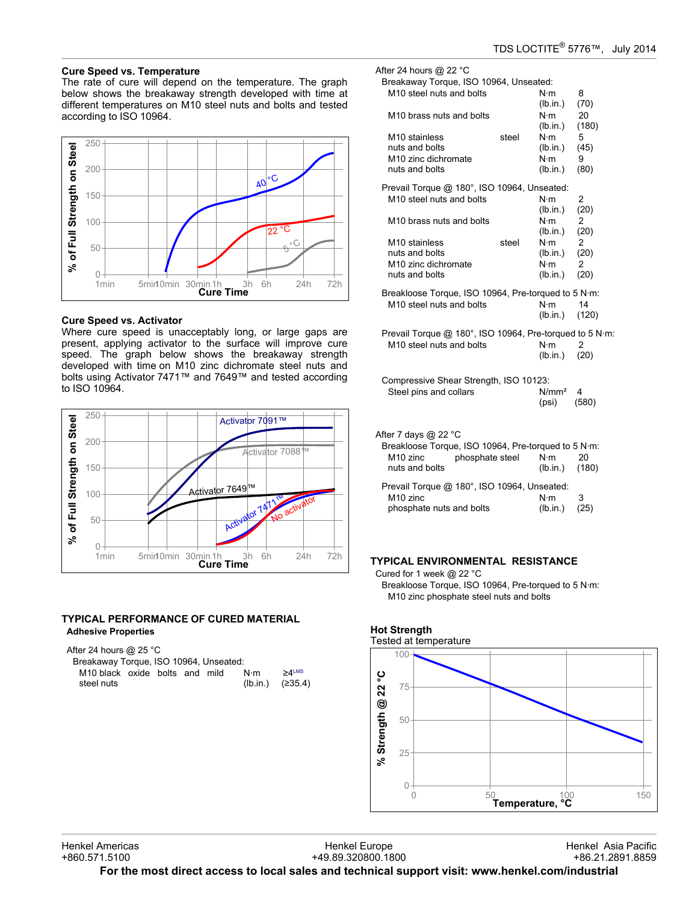### Cure Speed vs. Temperature

The rate of cure will depend on the temperature. The graph below shows the breakaway strength developed with time at different temperatures on M10 steel nuts and bolts and tested according to ISO 10964.

### Cure Speed vs. Activator

Where cure speed is unacceptably long, or large gaps are present, applying activator to the surface will improve cure speed. The graph below shows the breakaway strength developed with time on M10 zinc dichromate steel nuts and bolts using Activator 7471™ and 7649™ and tested according to ISO 10964.

## TYPICAL PERFORMANCE OF CURED MATERIAL

### Adhesive Properties

After 24 hours @ 25 °C

Breakaway Torque, ISO 10964, Unseated:

| | | |
|---|---|---|
| M10 black oxide bolts and mild steel nuts | N·m (lb.in.) | ≥4[LMS] (≥35.4) |

After 24 hours @ 22 °C

Breakaway Torque, ISO 10964, Unseated:

| | | |
|---|---|---|
| M10 steel nuts and bolts | N·m (lb.in.) | 8 (70) |
| M10 brass nuts and bolts | N·m (lb.in.) | 20 (180) |
| M10 stainless steel nuts and bolts | N·m (lb.in.) | 5 (45) |
| M10 zinc dichromate nuts and bolts | N·m (lb.in.) | 9 (80) |

Prevail Torque @ 180°, ISO 10964, Unseated:

| | | |
|---|---|---|
| M10 steel nuts and bolts | N·m (lb.in.) | 2 (20) |
| M10 brass nuts and bolts | N·m (lb.in.) | 2 (20) |
| M10 stainless steel nuts and bolts | N·m (lb.in.) | 2 (20) |
| M10 zinc dichromate nuts and bolts | N·m (lb.in.) | 2 (20) |

Breakloose Torque, ISO 10964, Pre-torqued to 5 N·m:

| | | |
|---|---|---|
| M10 steel nuts and bolts | N·m (lb.in.) | 14 (120) |

Prevail Torque @ 180°, ISO 10964, Pre-torqued to 5 N·m:

| | | |
|---|---|---|
| M10 steel nuts and bolts | N·m (lb.in.) | 2 (20) |

Compressive Shear Strength, ISO 10123:

| | | |
|---|---|---|
| Steel pins and collars | N/mm² (psi) | 4 (580) |

After 7 days @ 22 °C

Breakloose Torque, ISO 10964, Pre-torqued to 5 N·m:

| | | |
|---|---|---|
| M10 zinc phosphate steel nuts and bolts | N·m (lb.in.) | 20 (180) |

Prevail Torque @ 180°, ISO 10964, Unseated:

| | | |
|---|---|---|
| M10 zinc phosphate nuts and bolts | N·m (lb.in.) | 3 (25) |

## TYPICAL ENVIRONMENTAL RESISTANCE

Cured for 1 week @ 22 °C

Breakloose Torque, ISO 10964, Pre-torqued to 5 N·m:

M10 zinc phosphate steel nuts and bolts

### Hot Strength

Tested at temperature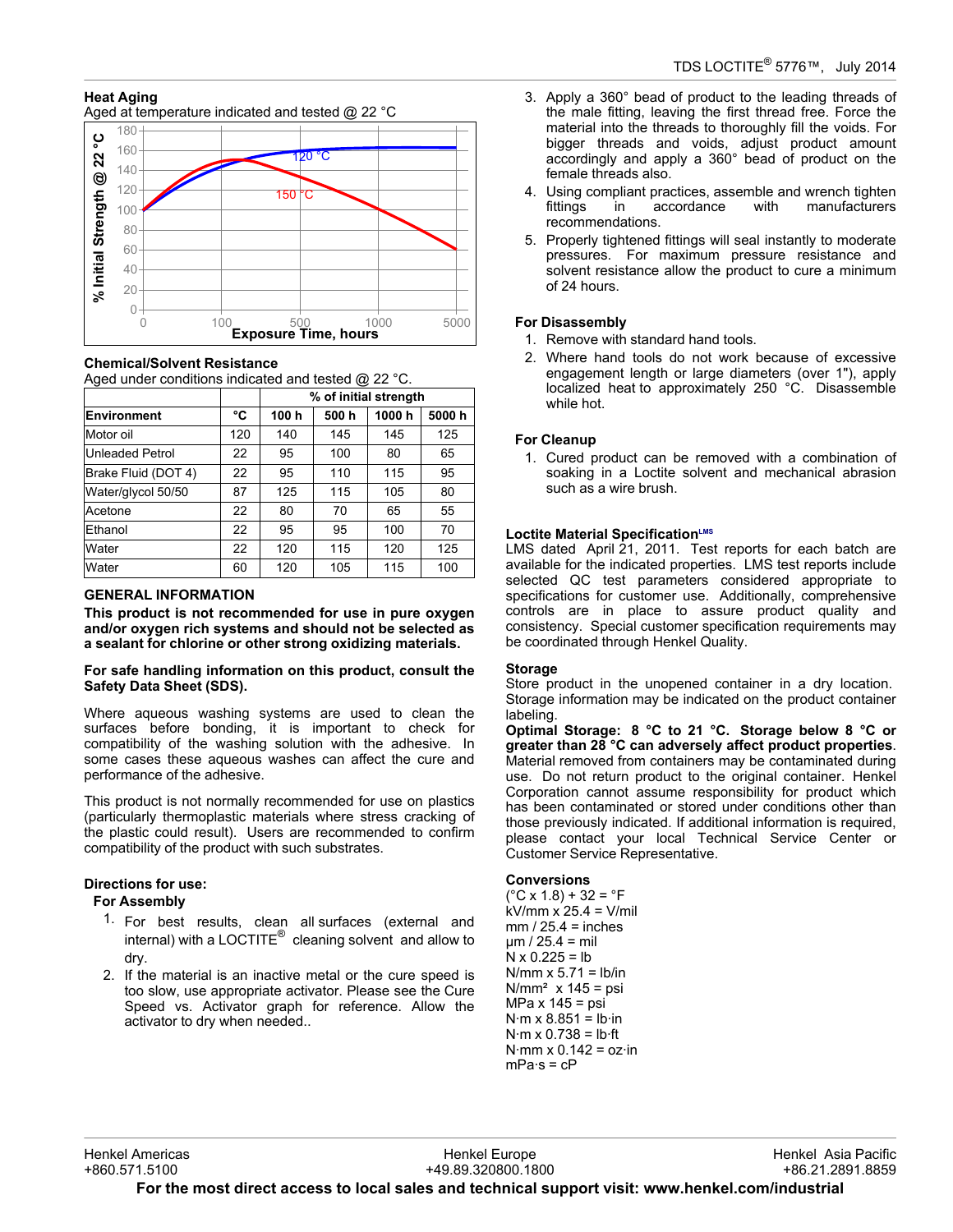### Heat Aging

Aged at temperature indicated and tested @ 22 °C

### Chemical/Solvent Resistance

Aged under conditions indicated and tested @ 22 °C.

| Environment | °C | % of initial strength | | | |
|---|---|---|---|---|---|
| | | 100 h | 500 h | 1000 h | 5000 h |
| Motor oil | 120 | 140 | 145 | 145 | 125 |
| Unleaded Petrol | 22 | 95 | 100 | 80 | 65 |
| Brake Fluid (DOT 4) | 22 | 95 | 110 | 115 | 95 |
| Water/glycol 50/50 | 87 | 125 | 115 | 105 | 80 |
| Acetone | 22 | 80 | 70 | 65 | 55 |
| Ethanol | 22 | 95 | 95 | 100 | 70 |
| Water | 22 | 120 | 115 | 120 | 125 |
| Water | 60 | 120 | 105 | 115 | 100 |

## GENERAL INFORMATION

**This product is not recommended for use in pure oxygen and/or oxygen rich systems and should not be selected as a sealant for chlorine or other strong oxidizing materials.**

**For safe handling information on this product, consult the Safety Data Sheet (SDS).**

Where aqueous washing systems are used to clean the surfaces before bonding, it is important to check for compatibility of the washing solution with the adhesive. In some cases these aqueous washes can affect the cure and performance of the adhesive.

This product is not normally recommended for use on plastics (particularly thermoplastic materials where stress cracking of the plastic could result). Users are recommended to confirm compatibility of the product with such substrates.

### Directions for use:

#### For Assembly

1. For best results, clean all surfaces (external and internal) with a LOCTITE® cleaning solvent and allow to dry.
2. If the material is an inactive metal or the cure speed is too slow, use appropriate activator. Please see the Cure Speed vs. Activator graph for reference. Allow the activator to dry when needed..
3. Apply a 360° bead of product to the leading threads of the male fitting, leaving the first thread free. Force the material into the threads to thoroughly fill the voids. For bigger threads and voids, adjust product amount accordingly and apply a 360° bead of product on the female threads also.
4. Using compliant practices, assemble and wrench tighten fittings in accordance with manufacturers recommendations.
5. Properly tightened fittings will seal instantly to moderate pressures. For maximum pressure resistance and solvent resistance allow the product to cure a minimum of 24 hours.

#### For Disassembly

1. Remove with standard hand tools.
2. Where hand tools do not work because of excessive engagement length or large diameters (over 1"), apply localized heat to approximately 250 °C. Disassemble while hot.

#### For Cleanup

1. Cured product can be removed with a combination of soaking in a Loctite solvent and mechanical abrasion such as a wire brush.

### Loctite Material Specification[LMS]

LMS dated April 21, 2011. Test reports for each batch are available for the indicated properties. LMS test reports include selected QC test parameters considered appropriate to specifications for customer use. Additionally, comprehensive controls are in place to assure product quality and consistency. Special customer specification requirements may be coordinated through Henkel Quality.

### Storage

Store product in the unopened container in a dry location. Storage information may be indicated on the product container labeling.

**Optimal Storage: 8 °C to 21 °C. Storage below 8 °C or greater than 28 °C can adversely affect product properties**. Material removed from containers may be contaminated during use. Do not return product to the original container. Henkel Corporation cannot assume responsibility for product which has been contaminated or stored under conditions other than those previously indicated. If additional information is required, please contact your local Technical Service Center or Customer Service Representative.

### Conversions

(°C x 1.8) + 32 = °F
kV/mm x 25.4 = V/mil
mm / 25.4 = inches
µm / 25.4 = mil
N x 0.225 = lb
N/mm x 5.71 = lb/in
N/mm² x 145 = psi
MPa x 145 = psi
N·m x 8.851 = lb·in
N·m x 0.738 = lb·ft
N·mm x 0.142 = oz·in
mPa·s = cP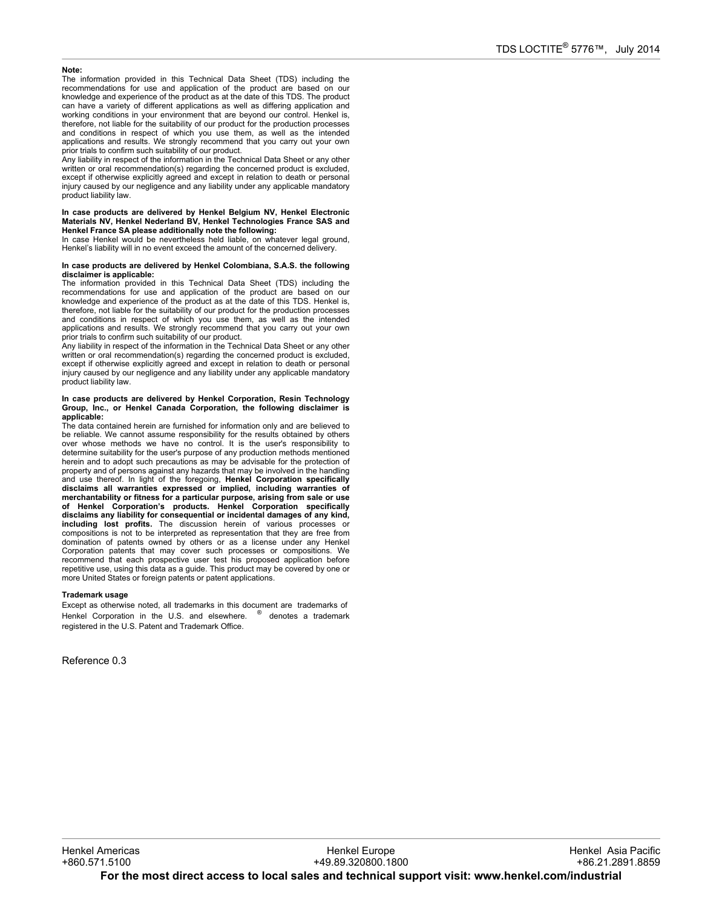**Note:**
The information provided in this Technical Data Sheet (TDS) including the recommendations for use and application of the product are based on our knowledge and experience of the product as at the date of this TDS. The product can have a variety of different applications as well as differing application and working conditions in your environment that are beyond our control. Henkel is, therefore, not liable for the suitability of our product for the production processes and conditions in respect of which you use them, as well as the intended applications and results. We strongly recommend that you carry out your own prior trials to confirm such suitability of our product.
Any liability in respect of the information in the Technical Data Sheet or any other written or oral recommendation(s) regarding the concerned product is excluded, except if otherwise explicitly agreed and except in relation to death or personal injury caused by our negligence and any liability under any applicable mandatory product liability law.

**In case products are delivered by Henkel Belgium NV, Henkel Electronic Materials NV, Henkel Nederland BV, Henkel Technologies France SAS and Henkel France SA please additionally note the following:**
In case Henkel would be nevertheless held liable, on whatever legal ground, Henkel's liability will in no event exceed the amount of the concerned delivery.

**In case products are delivered by Henkel Colombiana, S.A.S. the following disclaimer is applicable:**
The information provided in this Technical Data Sheet (TDS) including the recommendations for use and application of the product are based on our knowledge and experience of the product as at the date of this TDS. Henkel is, therefore, not liable for the suitability of our product for the production processes and conditions in respect of which you use them, as well as the intended applications and results. We strongly recommend that you carry out your own prior trials to confirm such suitability of our product.
Any liability in respect of the information in the Technical Data Sheet or any other written or oral recommendation(s) regarding the concerned product is excluded, except if otherwise explicitly agreed and except in relation to death or personal injury caused by our negligence and any liability under any applicable mandatory product liability law.

**In case products are delivered by Henkel Corporation, Resin Technology Group, Inc., or Henkel Canada Corporation, the following disclaimer is applicable:**
The data contained herein are furnished for information only and are believed to be reliable. We cannot assume responsibility for the results obtained by others over whose methods we have no control. It is the user's responsibility to determine suitability for the user's purpose of any production methods mentioned herein and to adopt such precautions as may be advisable for the protection of property and of persons against any hazards that may be involved in the handling and use thereof. In light of the foregoing, **Henkel Corporation specifically disclaims all warranties expressed or implied, including warranties of merchantability or fitness for a particular purpose, arising from sale or use of Henkel Corporation's products. Henkel Corporation specifically disclaims any liability for consequential or incidental damages of any kind, including lost profits.** The discussion herein of various processes or compositions is not to be interpreted as representation that they are free from domination of patents owned by others or as a license under any Henkel Corporation patents that may cover such processes or compositions. We recommend that each prospective user test his proposed application before repetitive use, using this data as a guide. This product may be covered by one or more United States or foreign patents or patent applications.

**Trademark usage**
Except as otherwise noted, all trademarks in this document are trademarks of Henkel Corporation in the U.S. and elsewhere. ® denotes a trademark registered in the U.S. Patent and Trademark Office.

Reference 0.3

Henkel Americas +860.571.5100 | Henkel Europe +49.89.320800.1800 | Henkel Asia Pacific +86.21.2891.8859

**For the most direct access to local sales and technical support visit: www.henkel.com/industrial**